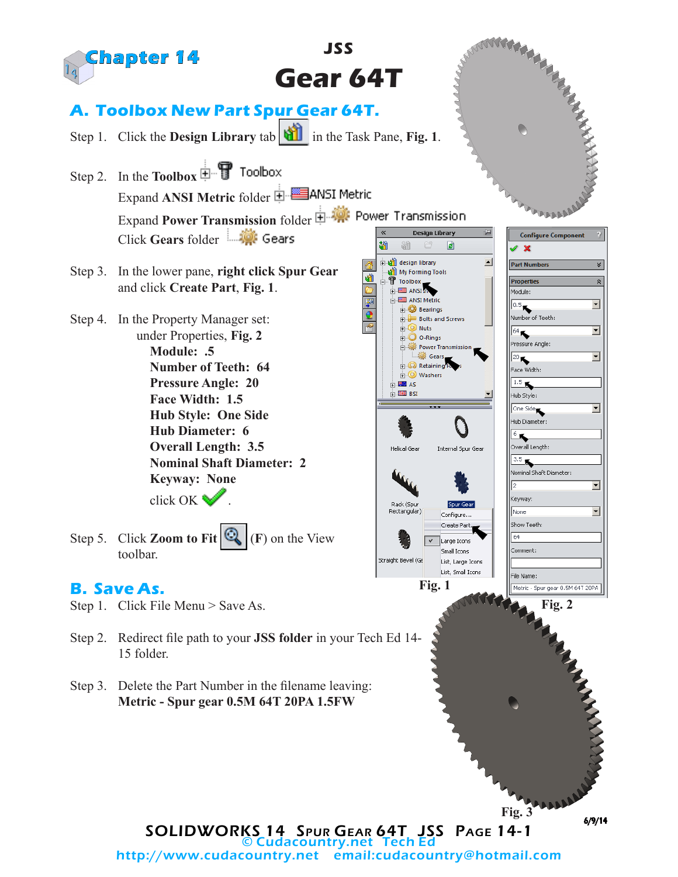# Chapter 14

## JSS

# Gear 64T

## A. Toolbox New Part Spur Gear 64T.

Step 1. Click the **Design Library** tab in the Task Pane, **Fig. 1**.

Step 2. In the **Toolbox** Toolbox

Expand **ANSI Metric** folder ANSI Metric

Expand **Power Transmission** folder Power Transmission

Click **Gears** folder Gears

Step 3. In the lower pane, **right click Spur Gear** and click **Create Part**, **Fig. 1**.

Step 4. In the Property Manager set:

under Properties, **Fig. 2**

**Module: .5**

**Number of Teeth: 64**

**Pressure Angle: 20**

**Face Width: 1.5**

**Hub Style: One Side**

**Hub Diameter: 6**

**Overall Length: 3.5**

**Nominal Shaft Diameter: 2**

**Keyway: None**

click OK.

Step 5. Click **Zoom to Fit** (**F**) on the View toolbar.

Fig. 1

Fig. 2

## B. Save As.

Step 1. Click File Menu > Save As.

Step 2. Redirect file path to your **JSS folder** in your Tech Ed 14-15 folder.

Step 3. Delete the Part Number in the filename leaving:
**Metric - Spur gear 0.5M 64T 20PA 1.5FW**

Fig. 3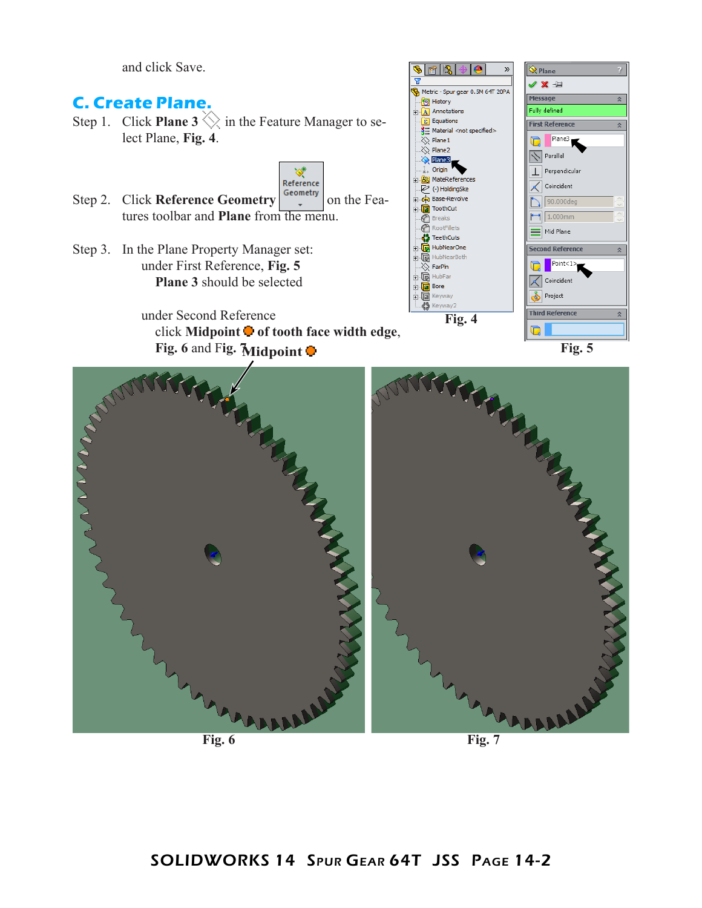and click Save.

## C. Create Plane.

Step 1. Click **Plane 3** in the Feature Manager to select Plane, **Fig. 4**.

Step 2. Click **Reference Geometry** on the Features toolbar and **Plane** from the menu.

Step 3. In the Plane Property Manager set:

under First Reference, **Fig. 5**

**Plane 3** should be selected

under Second Reference

click **Midpoint** **of tooth face width edge**, **Fig. 6** and Fig. 7

Fig. 4

Fig. 5

Fig. 6

Fig. 7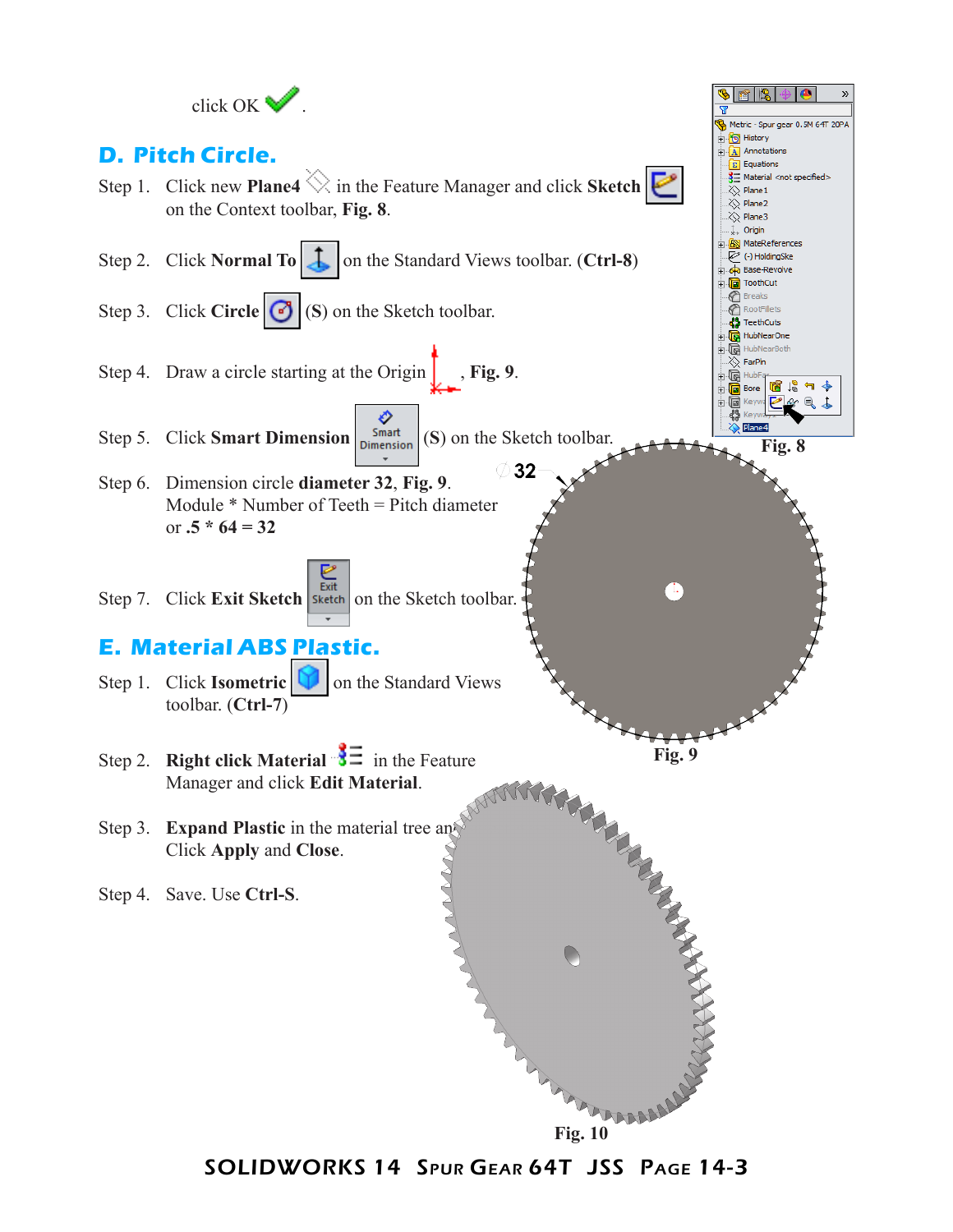click OK.

## D. Pitch Circle.

Step 1. Click new **Plane4** in the Feature Manager and click **Sketch** on the Context toolbar, **Fig. 8**.

Step 2. Click **Normal To** on the Standard Views toolbar. (**Ctrl-8**)

Step 3. Click **Circle** (**S**) on the Sketch toolbar.

Step 4. Draw a circle starting at the Origin, **Fig. 9**.

Step 5. Click **Smart Dimension** (**S**) on the Sketch toolbar.

Step 6. Dimension circle **diameter 32**, **Fig. 9**.
Module * Number of Teeth = Pitch diameter
or **.5** * **64** = **32**

Step 7. Click **Exit Sketch** on the Sketch toolbar.

## E. Material ABS Plastic.

Step 1. Click **Isometric** on the Standard Views toolbar. (**Ctrl-7**)

Step 2. **Right click Material** in the Feature Manager and click **Edit Material**.

Step 3. **Expand Plastic** in the material tree and Click **Apply** and **Close**.

Step 4. Save. Use **Ctrl-S**.

Fig. 8

Fig. 9

Fig. 10